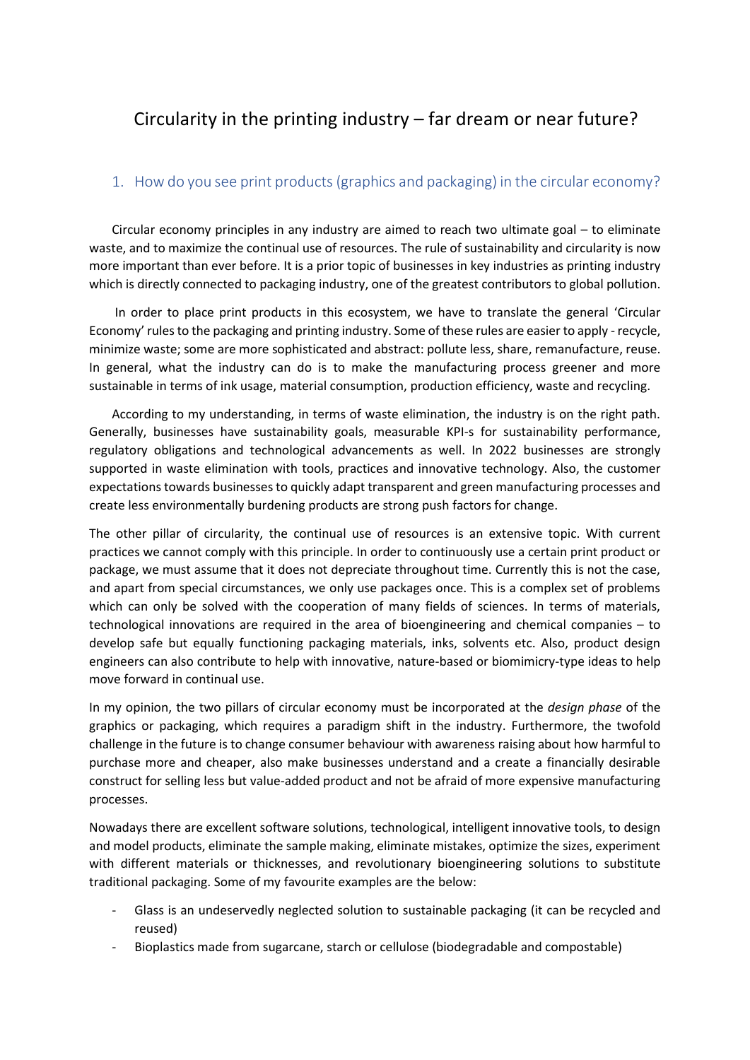# Circularity in the printing industry – far dream or near future?

## 1. How do you see print products (graphics and packaging) in the circular economy?

Circular economy principles in any industry are aimed to reach two ultimate goal – to eliminate waste, and to maximize the continual use of resources. The rule of sustainability and circularity is now more important than ever before. It is a prior topic of businesses in key industries as printing industry which is directly connected to packaging industry, one of the greatest contributors to global pollution.

In order to place print products in this ecosystem, we have to translate the general 'Circular Economy' rules to the packaging and printing industry. Some of these rules are easier to apply - recycle, minimize waste; some are more sophisticated and abstract: pollute less, share, remanufacture, reuse. In general, what the industry can do is to make the manufacturing process greener and more sustainable in terms of ink usage, material consumption, production efficiency, waste and recycling.

According to my understanding, in terms of waste elimination, the industry is on the right path. Generally, businesses have sustainability goals, measurable KPI-s for sustainability performance, regulatory obligations and technological advancements as well. In 2022 businesses are strongly supported in waste elimination with tools, practices and innovative technology. Also, the customer expectations towards businesses to quickly adapt transparent and green manufacturing processes and create less environmentally burdening products are strong push factors for change.

The other pillar of circularity, the continual use of resources is an extensive topic. With current practices we cannot comply with this principle. In order to continuously use a certain print product or package, we must assume that it does not depreciate throughout time. Currently this is not the case, and apart from special circumstances, we only use packages once. This is a complex set of problems which can only be solved with the cooperation of many fields of sciences. In terms of materials, technological innovations are required in the area of bioengineering and chemical companies – to develop safe but equally functioning packaging materials, inks, solvents etc. Also, product design engineers can also contribute to help with innovative, nature-based or biomimicry-type ideas to help move forward in continual use.

In my opinion, the two pillars of circular economy must be incorporated at the *design phase* of the graphics or packaging, which requires a paradigm shift in the industry. Furthermore, the twofold challenge in the future is to change consumer behaviour with awareness raising about how harmful to purchase more and cheaper, also make businesses understand and a create a financially desirable construct for selling less but value-added product and not be afraid of more expensive manufacturing processes.

Nowadays there are excellent software solutions, technological, intelligent innovative tools, to design and model products, eliminate the sample making, eliminate mistakes, optimize the sizes, experiment with different materials or thicknesses, and revolutionary bioengineering solutions to substitute traditional packaging. Some of my favourite examples are the below:

- Glass is an undeservedly neglected solution to sustainable packaging (it can be recycled and reused)
- Bioplastics made from sugarcane, starch or cellulose (biodegradable and compostable)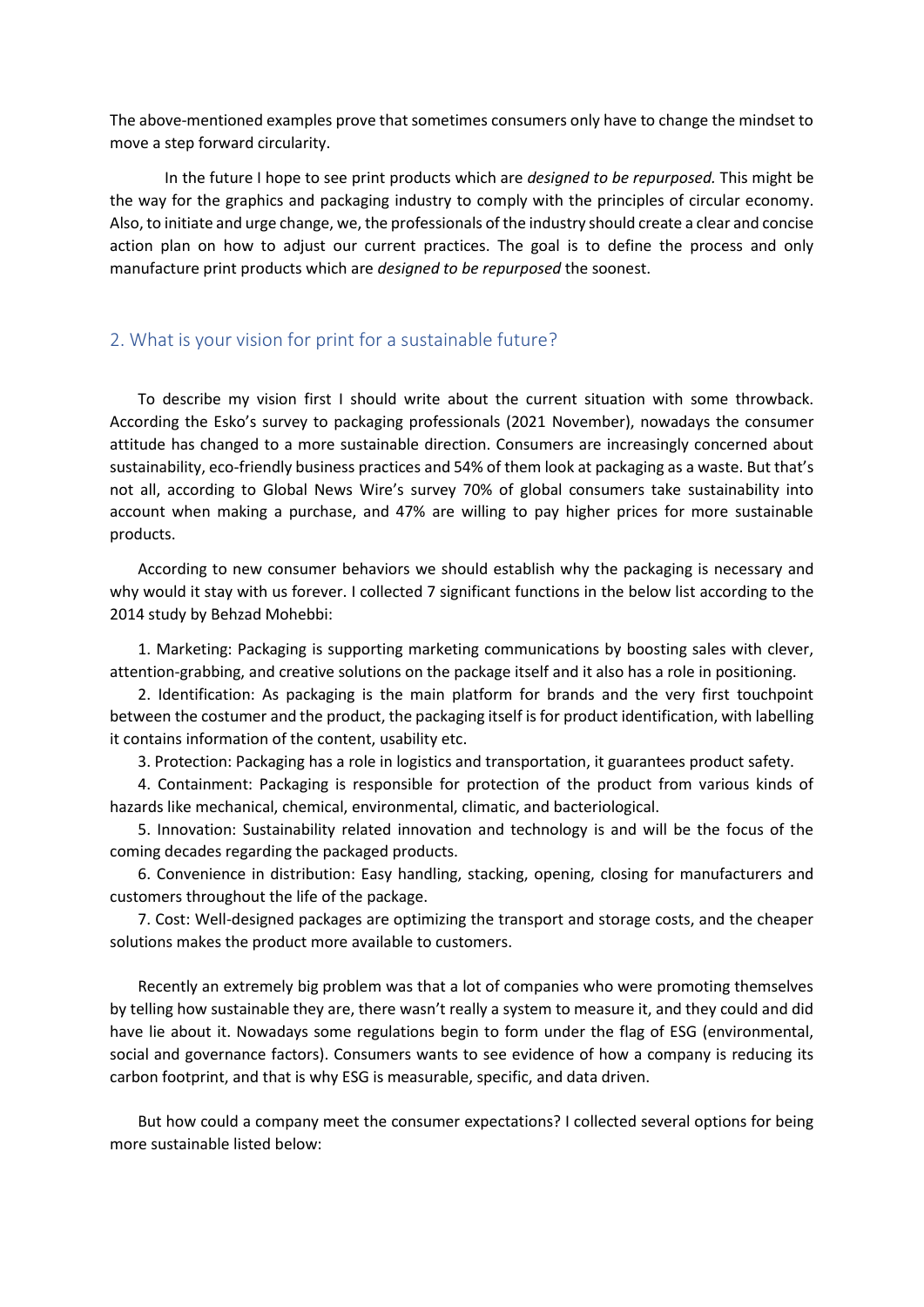The above-mentioned examples prove that sometimes consumers only have to change the mindset to move a step forward circularity.

In the future I hope to see print products which are *designed to be repurposed.* This might be the way for the graphics and packaging industry to comply with the principles of circular economy. Also, to initiate and urge change, we, the professionals of the industry should create a clear and concise action plan on how to adjust our current practices. The goal is to define the process and only manufacture print products which are *designed to be repurposed* the soonest.

## 2. What is your vision for print for a sustainable future?

To describe my vision first I should write about the current situation with some throwback. According the Esko's survey to packaging professionals (2021 November), nowadays the consumer attitude has changed to a more sustainable direction. Consumers are increasingly concerned about sustainability, eco-friendly business practices and 54% of them look at packaging as a waste. But that's not all, according to Global News Wire's survey 70% of global consumers take sustainability into account when making a purchase, and 47% are willing to pay higher prices for more sustainable products.

According to new consumer behaviors we should establish why the packaging is necessary and why would it stay with us forever. I collected 7 significant functions in the below list according to the 2014 study by Behzad Mohebbi:

1. Marketing: Packaging is supporting marketing communications by boosting sales with clever, attention-grabbing, and creative solutions on the package itself and it also has a role in positioning.
2. Identification: As packaging is the main platform for brands and the very first touchpoint between the costumer and the product, the packaging itself is for product identification, with labelling it contains information of the content, usability etc.
3. Protection: Packaging has a role in logistics and transportation, it guarantees product safety.
4. Containment: Packaging is responsible for protection of the product from various kinds of hazards like mechanical, chemical, environmental, climatic, and bacteriological.
5. Innovation: Sustainability related innovation and technology is and will be the focus of the coming decades regarding the packaged products.
6. Convenience in distribution: Easy handling, stacking, opening, closing for manufacturers and customers throughout the life of the package.
7. Cost: Well-designed packages are optimizing the transport and storage costs, and the cheaper solutions makes the product more available to customers.

Recently an extremely big problem was that a lot of companies who were promoting themselves by telling how sustainable they are, there wasn't really a system to measure it, and they could and did have lie about it. Nowadays some regulations begin to form under the flag of ESG (environmental, social and governance factors). Consumers wants to see evidence of how a company is reducing its carbon footprint, and that is why ESG is measurable, specific, and data driven.

But how could a company meet the consumer expectations? I collected several options for being more sustainable listed below: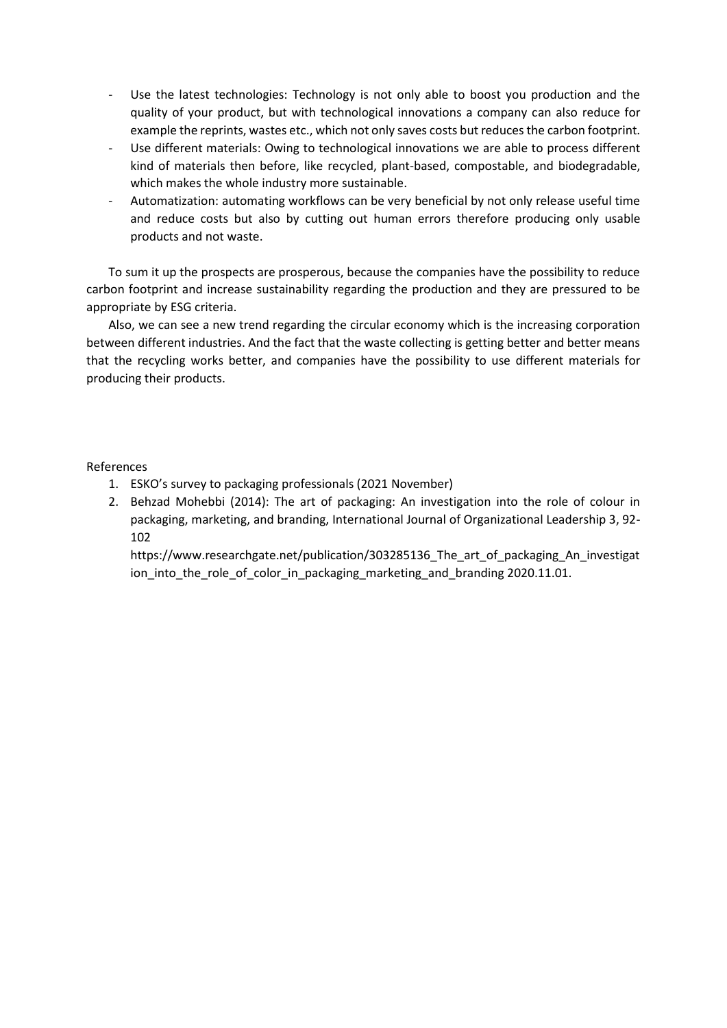- Use the latest technologies: Technology is not only able to boost you production and the quality of your product, but with technological innovations a company can also reduce for example the reprints, wastes etc., which not only saves costs but reduces the carbon footprint.
- Use different materials: Owing to technological innovations we are able to process different kind of materials then before, like recycled, plant-based, compostable, and biodegradable, which makes the whole industry more sustainable.
- Automatization: automating workflows can be very beneficial by not only release useful time and reduce costs but also by cutting out human errors therefore producing only usable products and not waste.

To sum it up the prospects are prosperous, because the companies have the possibility to reduce carbon footprint and increase sustainability regarding the production and they are pressured to be appropriate by ESG criteria.

Also, we can see a new trend regarding the circular economy which is the increasing corporation between different industries. And the fact that the waste collecting is getting better and better means that the recycling works better, and companies have the possibility to use different materials for producing their products.

References

1. ESKO's survey to packaging professionals (2021 November)
2. Behzad Mohebbi (2014): The art of packaging: An investigation into the role of colour in packaging, marketing, and branding, International Journal of Organizational Leadership 3, 92-102
   https://www.researchgate.net/publication/303285136_The_art_of_packaging_An_investigation_into_the_role_of_color_in_packaging_marketing_and_branding 2020.11.01.